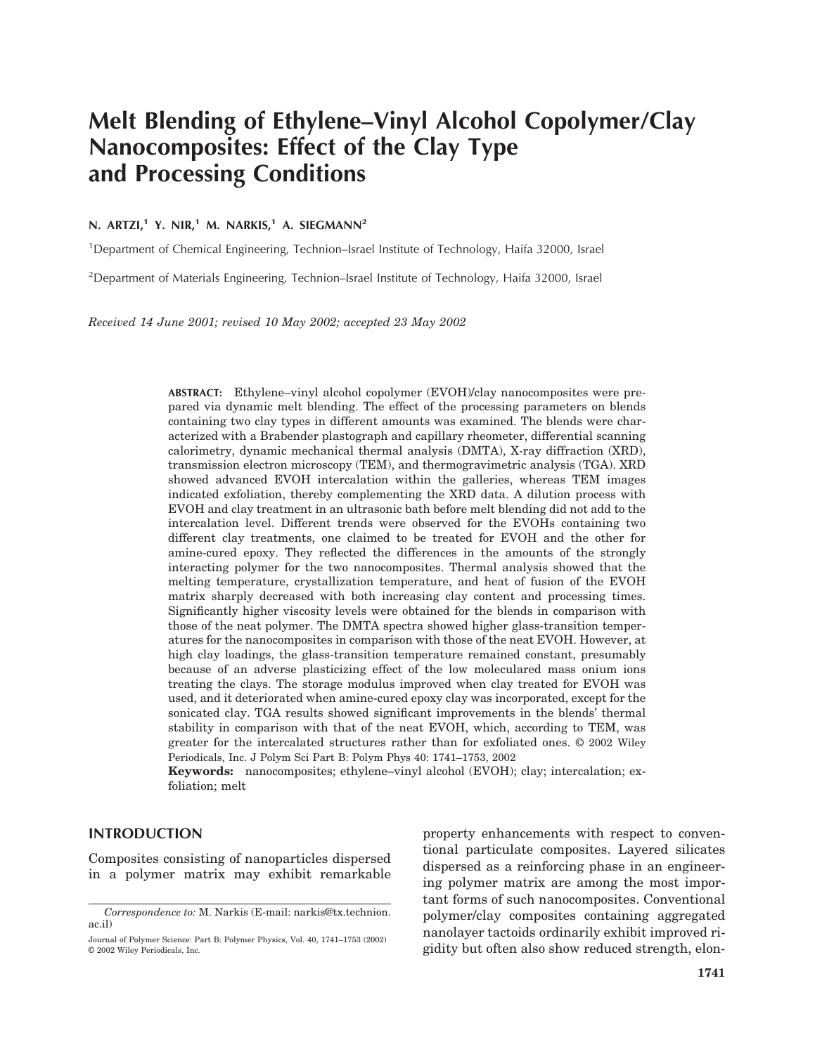# Melt Blending of Ethylene–Vinyl Alcohol Copolymer/Clay Nanocomposites: Effect of the Clay Type and Processing Conditions

**N. ARTZI,[1] Y. NIR,[1] M. NARKIS,[1] A. SIEGMANN[2]**

[1]Department of Chemical Engineering, Technion–Israel Institute of Technology, Haifa 32000, Israel

[2]Department of Materials Engineering, Technion–Israel Institute of Technology, Haifa 32000, Israel

*Received 14 June 2001; revised 10 May 2002; accepted 23 May 2002*

**ABSTRACT:** Ethylene–vinyl alcohol copolymer (EVOH)/clay nanocomposites were prepared via dynamic melt blending. The effect of the processing parameters on blends containing two clay types in different amounts was examined. The blends were characterized with a Brabender plastograph and capillary rheometer, differential scanning calorimetry, dynamic mechanical thermal analysis (DMTA), X-ray diffraction (XRD), transmission electron microscopy (TEM), and thermogravimetric analysis (TGA). XRD showed advanced EVOH intercalation within the galleries, whereas TEM images indicated exfoliation, thereby complementing the XRD data. A dilution process with EVOH and clay treatment in an ultrasonic bath before melt blending did not add to the intercalation level. Different trends were observed for the EVOHs containing two different clay treatments, one claimed to be treated for EVOH and the other for amine-cured epoxy. They reflected the differences in the amounts of the strongly interacting polymer for the two nanocomposites. Thermal analysis showed that the melting temperature, crystallization temperature, and heat of fusion of the EVOH matrix sharply decreased with both increasing clay content and processing times. Significantly higher viscosity levels were obtained for the blends in comparison with those of the neat polymer. The DMTA spectra showed higher glass-transition temperatures for the nanocomposites in comparison with those of the neat EVOH. However, at high clay loadings, the glass-transition temperature remained constant, presumably because of an adverse plasticizing effect of the low moleculared mass onium ions treating the clays. The storage modulus improved when clay treated for EVOH was used, and it deteriorated when amine-cured epoxy clay was incorporated, except for the sonicated clay. TGA results showed significant improvements in the blends' thermal stability in comparison with that of the neat EVOH, which, according to TEM, was greater for the intercalated structures rather than for exfoliated ones. © 2002 Wiley Periodicals, Inc. J Polym Sci Part B: Polym Phys 40: 1741–1753, 2002

**Keywords:** nanocomposites; ethylene–vinyl alcohol (EVOH); clay; intercalation; exfoliation; melt

## INTRODUCTION

Composites consisting of nanoparticles dispersed in a polymer matrix may exhibit remarkable property enhancements with respect to conventional particulate composites. Layered silicates dispersed as a reinforcing phase in an engineering polymer matrix are among the most important forms of such nanocomposites. Conventional polymer/clay composites containing aggregated nanolayer tactoids ordinarily exhibit improved rigidity but often also show reduced strength, elon-

*Correspondence to:* M. Narkis (E-mail: narkis@tx.technion.ac.il)

Journal of Polymer Science: Part B: Polymer Physics, Vol. 40, 1741–1753 (2002)
© 2002 Wiley Periodicals, Inc.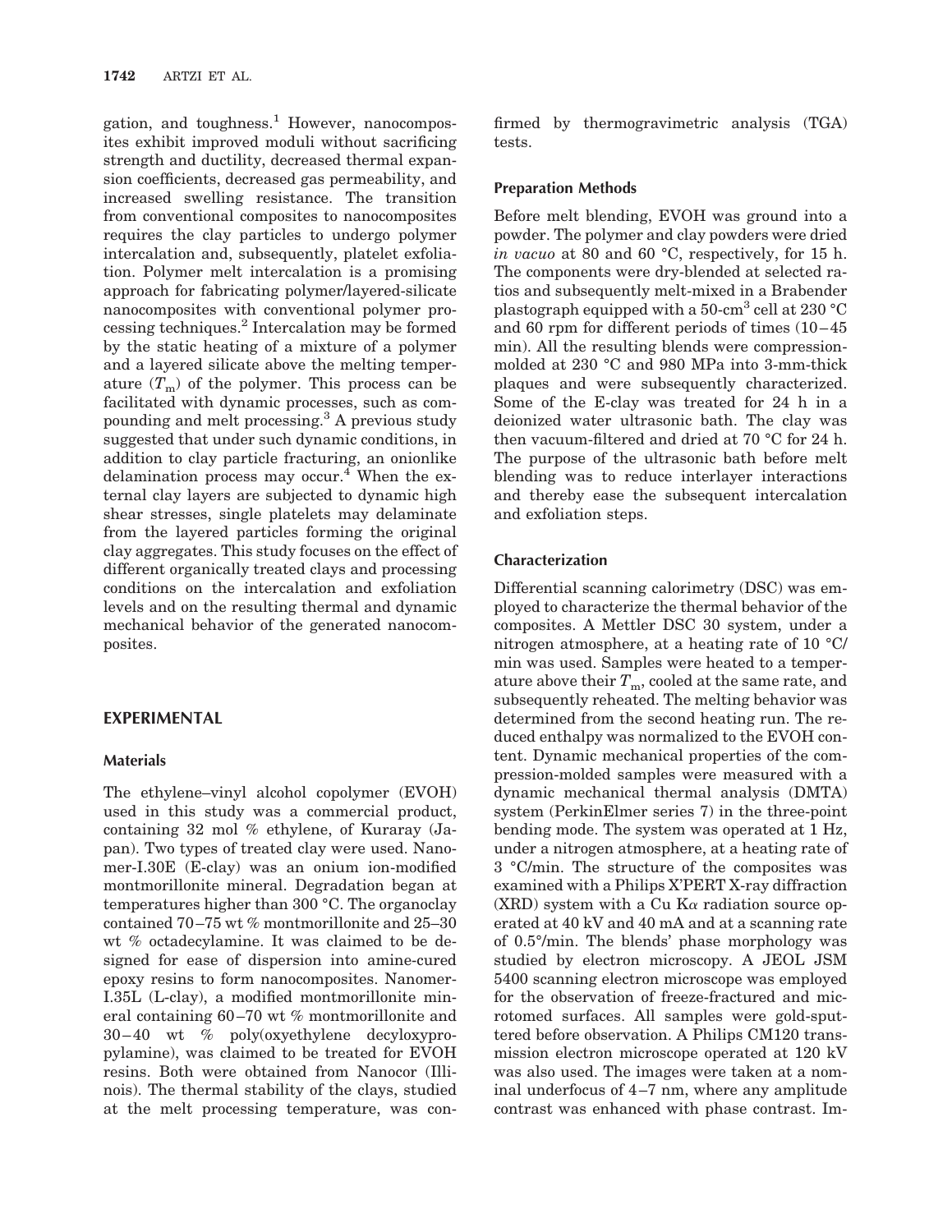gation, and toughness.[1] However, nanocomposites exhibit improved moduli without sacrificing strength and ductility, decreased thermal expansion coefficients, decreased gas permeability, and increased swelling resistance. The transition from conventional composites to nanocomposites requires the clay particles to undergo polymer intercalation and, subsequently, platelet exfoliation. Polymer melt intercalation is a promising approach for fabricating polymer/layered-silicate nanocomposites with conventional polymer processing techniques.[2] Intercalation may be formed by the static heating of a mixture of a polymer and a layered silicate above the melting temperature ($T_m$) of the polymer. This process can be facilitated with dynamic processes, such as compounding and melt processing.[3] A previous study suggested that under such dynamic conditions, in addition to clay particle fracturing, an onionlike delamination process may occur.[4] When the external clay layers are subjected to dynamic high shear stresses, single platelets may delaminate from the layered particles forming the original clay aggregates. This study focuses on the effect of different organically treated clays and processing conditions on the intercalation and exfoliation levels and on the resulting thermal and dynamic mechanical behavior of the generated nanocomposites.

## EXPERIMENTAL

### Materials

The ethylene–vinyl alcohol copolymer (EVOH) used in this study was a commercial product, containing 32 mol % ethylene, of Kuraray (Japan). Two types of treated clay were used. Nanomer-I.30E (E-clay) was an onium ion-modified montmorillonite mineral. Degradation began at temperatures higher than 300 °C. The organoclay contained 70–75 wt % montmorillonite and 25–30 wt % octadecylamine. It was claimed to be designed for ease of dispersion into amine-cured epoxy resins to form nanocomposites. Nanomer-I.35L (L-clay), a modified montmorillonite mineral containing 60–70 wt % montmorillonite and 30–40 wt % poly(oxyethylene decyloxypropylamine), was claimed to be treated for EVOH resins. Both were obtained from Nanocor (Illinois). The thermal stability of the clays, studied at the melt processing temperature, was confirmed by thermogravimetric analysis (TGA) tests.

### Preparation Methods

Before melt blending, EVOH was ground into a powder. The polymer and clay powders were dried *in vacuo* at 80 and 60 °C, respectively, for 15 h. The components were dry-blended at selected ratios and subsequently melt-mixed in a Brabender plastograph equipped with a 50-cm$^3$ cell at 230 °C and 60 rpm for different periods of times (10–45 min). All the resulting blends were compression-molded at 230 °C and 980 MPa into 3-mm-thick plaques and were subsequently characterized. Some of the E-clay was treated for 24 h in a deionized water ultrasonic bath. The clay was then vacuum-filtered and dried at 70 °C for 24 h. The purpose of the ultrasonic bath before melt blending was to reduce interlayer interactions and thereby ease the subsequent intercalation and exfoliation steps.

### Characterization

Differential scanning calorimetry (DSC) was employed to characterize the thermal behavior of the composites. A Mettler DSC 30 system, under a nitrogen atmosphere, at a heating rate of 10 °C/min was used. Samples were heated to a temperature above their $T_m$, cooled at the same rate, and subsequently reheated. The melting behavior was determined from the second heating run. The reduced enthalpy was normalized to the EVOH content. Dynamic mechanical properties of the compression-molded samples were measured with a dynamic mechanical thermal analysis (DMTA) system (PerkinElmer series 7) in the three-point bending mode. The system was operated at 1 Hz, under a nitrogen atmosphere, at a heating rate of 3 °C/min. The structure of the composites was examined with a Philips X'PERT X-ray diffraction (XRD) system with a Cu K$\alpha$ radiation source operated at 40 kV and 40 mA and at a scanning rate of 0.5°/min. The blends' phase morphology was studied by electron microscopy. A JEOL JSM 5400 scanning electron microscope was employed for the observation of freeze-fractured and microtomed surfaces. All samples were gold-sputtered before observation. A Philips CM120 transmission electron microscope operated at 120 kV was also used. The images were taken at a nominal underfocus of 4–7 nm, where any amplitude contrast was enhanced with phase contrast. Im-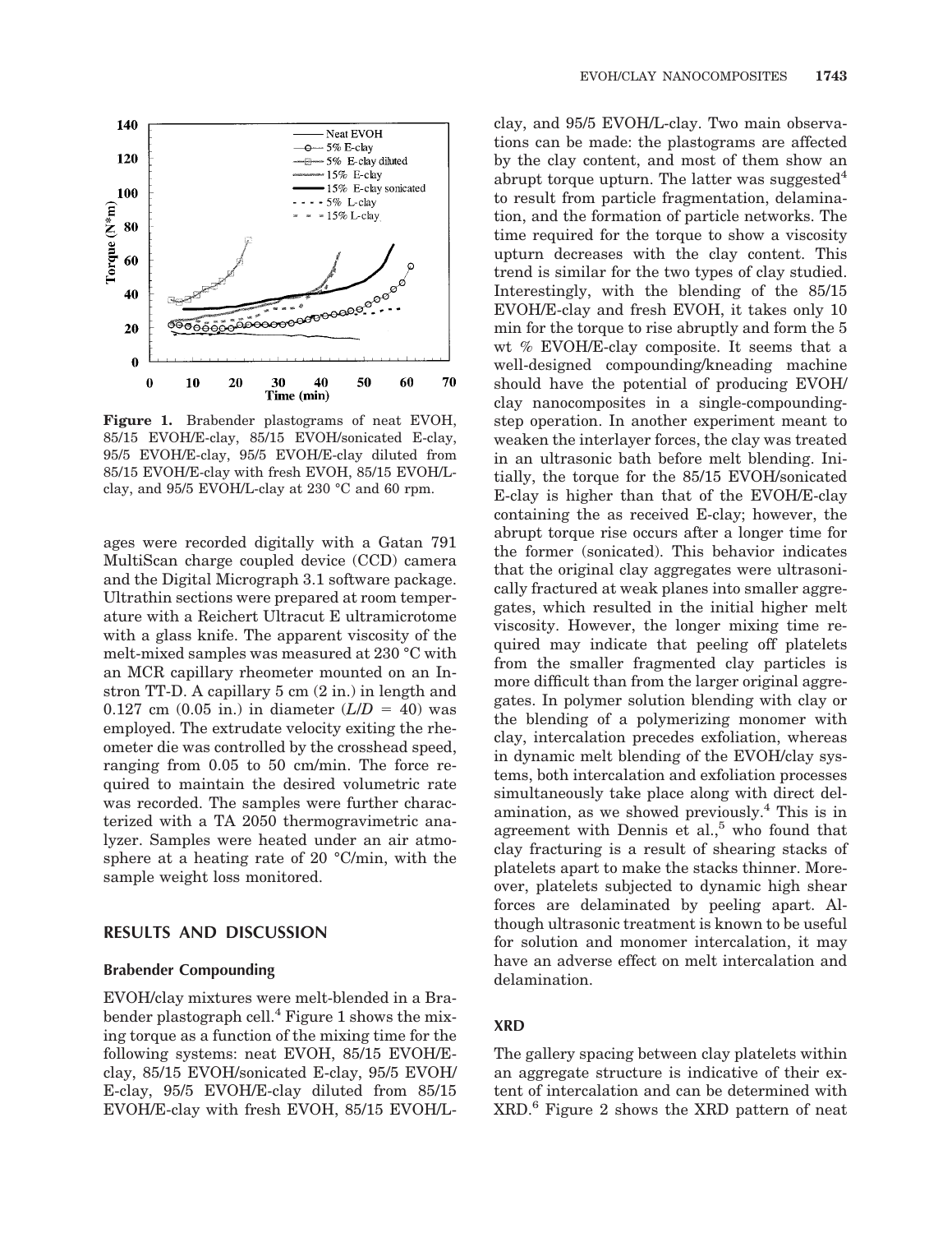Figure 1. Brabender plastograms of neat EVOH, 85/15 EVOH/E-clay, 85/15 EVOH/sonicated E-clay, 95/5 EVOH/E-clay, 95/5 EVOH/E-clay diluted from 85/15 EVOH/E-clay with fresh EVOH, 85/15 EVOH/L-clay, and 95/5 EVOH/L-clay at 230 °C and 60 rpm.

ages were recorded digitally with a Gatan 791 MultiScan charge coupled device (CCD) camera and the Digital Micrograph 3.1 software package. Ultrathin sections were prepared at room temperature with a Reichert Ultracut E ultramicrotome with a glass knife. The apparent viscosity of the melt-mixed samples was measured at 230 °C with an MCR capillary rheometer mounted on an Instron TT-D. A capillary 5 cm (2 in.) in length and 0.127 cm (0.05 in.) in diameter ($L/D = 40$) was employed. The extrudate velocity exiting the rheometer die was controlled by the crosshead speed, ranging from 0.05 to 50 cm/min. The force required to maintain the desired volumetric rate was recorded. The samples were further characterized with a TA 2050 thermogravimetric analyzer. Samples were heated under an air atmosphere at a heating rate of 20 °C/min, with the sample weight loss monitored.

## RESULTS AND DISCUSSION

### Brabender Compounding

EVOH/clay mixtures were melt-blended in a Brabender plastograph cell.[4] Figure 1 shows the mixing torque as a function of the mixing time for the following systems: neat EVOH, 85/15 EVOH/E-clay, 85/15 EVOH/sonicated E-clay, 95/5 EVOH/E-clay, 95/5 EVOH/E-clay diluted from 85/15 EVOH/E-clay with fresh EVOH, 85/15 EVOH/L-clay, and 95/5 EVOH/L-clay. Two main observations can be made: the plastograms are affected by the clay content, and most of them show an abrupt torque upturn. The latter was suggested[4] to result from particle fragmentation, delamination, and the formation of particle networks. The time required for the torque to show a viscosity upturn decreases with the clay content. This trend is similar for the two types of clay studied. Interestingly, with the blending of the 85/15 EVOH/E-clay and fresh EVOH, it takes only 10 min for the torque to rise abruptly and form the 5 wt % EVOH/E-clay composite. It seems that a well-designed compounding/kneading machine should have the potential of producing EVOH/clay nanocomposites in a single-compounding-step operation. In another experiment meant to weaken the interlayer forces, the clay was treated in an ultrasonic bath before melt blending. Initially, the torque for the 85/15 EVOH/sonicated E-clay is higher than that of the EVOH/E-clay containing the as received E-clay; however, the abrupt torque rise occurs after a longer time for the former (sonicated). This behavior indicates that the original clay aggregates were ultrasonically fractured at weak planes into smaller aggregates, which resulted in the initial higher melt viscosity. However, the longer mixing time required may indicate that peeling off platelets from the smaller fragmented clay particles is more difficult than from the larger original aggregates. In polymer solution blending with clay or the blending of a polymerizing monomer with clay, intercalation precedes exfoliation, whereas in dynamic melt blending of the EVOH/clay systems, both intercalation and exfoliation processes simultaneously take place along with direct delamination, as we showed previously.[4] This is in agreement with Dennis et al.,[5] who found that clay fracturing is a result of shearing stacks of platelets apart to make the stacks thinner. Moreover, platelets subjected to dynamic high shear forces are delaminated by peeling apart. Although ultrasonic treatment is known to be useful for solution and monomer intercalation, it may have an adverse effect on melt intercalation and delamination.

### XRD

The gallery spacing between clay platelets within an aggregate structure is indicative of their extent of intercalation and can be determined with XRD.[6] Figure 2 shows the XRD pattern of neat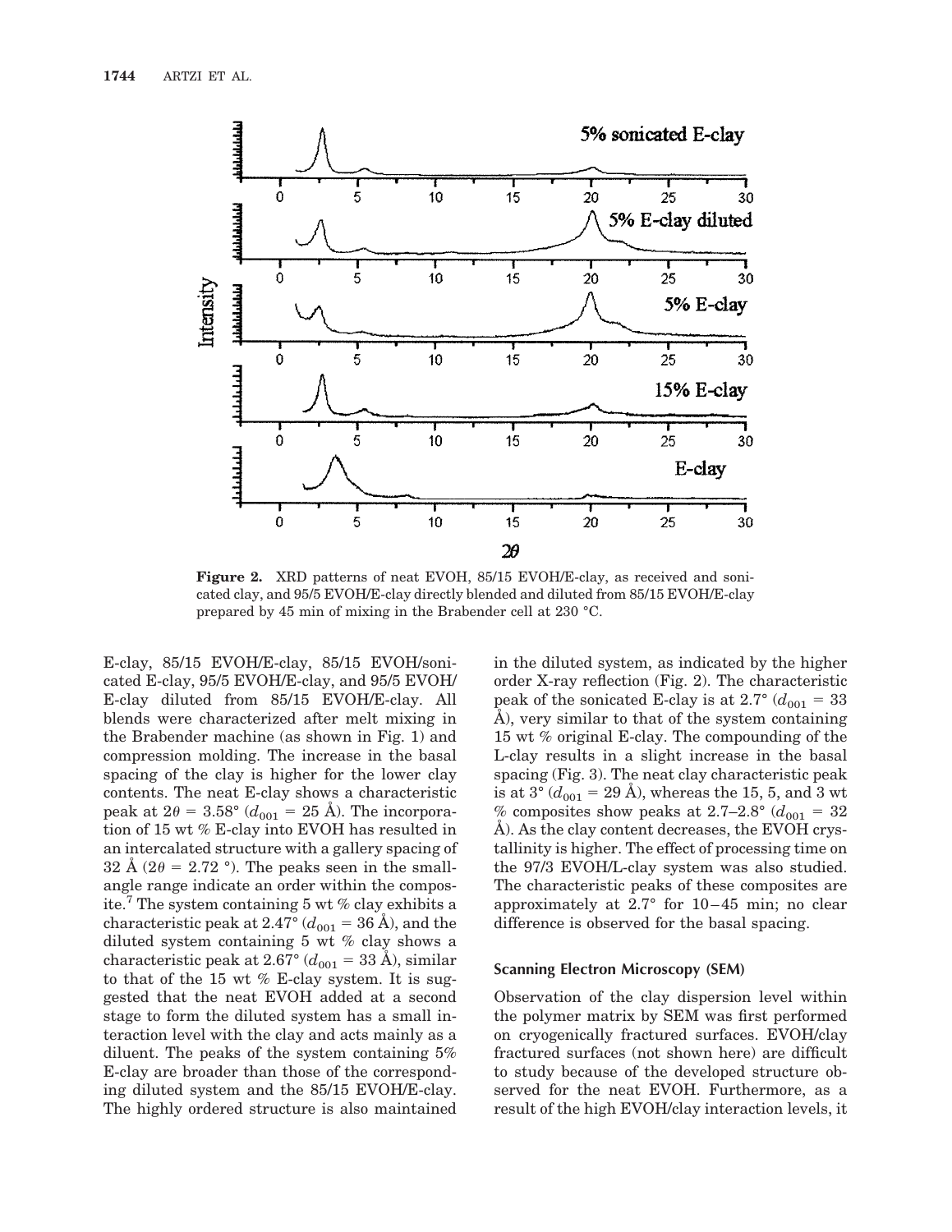**Figure 2.** XRD patterns of neat EVOH, 85/15 EVOH/E-clay, as received and sonicated clay, and 95/5 EVOH/E-clay directly blended and diluted from 85/15 EVOH/E-clay prepared by 45 min of mixing in the Brabender cell at 230 °C.

E-clay, 85/15 EVOH/E-clay, 85/15 EVOH/sonicated E-clay, 95/5 EVOH/E-clay, and 95/5 EVOH/E-clay diluted from 85/15 EVOH/E-clay. All blends were characterized after melt mixing in the Brabender machine (as shown in Fig. 1) and compression molding. The increase in the basal spacing of the clay is higher for the lower clay contents. The neat E-clay shows a characteristic peak at $2\theta = 3.58°$ ($d_{001} = 25$ Å). The incorporation of 15 wt % E-clay into EVOH has resulted in an intercalated structure with a gallery spacing of 32 Å ($2\theta = 2.72$ °). The peaks seen in the small-angle range indicate an order within the composite.[7] The system containing 5 wt % clay exhibits a characteristic peak at 2.47° ($d_{001} = 36$ Å), and the diluted system containing 5 wt % clay shows a characteristic peak at 2.67° ($d_{001} = 33$ Å), similar to that of the 15 wt % E-clay system. It is suggested that the neat EVOH added at a second stage to form the diluted system has a small interaction level with the clay and acts mainly as a diluent. The peaks of the system containing 5% E-clay are broader than those of the corresponding diluted system and the 85/15 EVOH/E-clay. The highly ordered structure is also maintained in the diluted system, as indicated by the higher order X-ray reflection (Fig. 2). The characteristic peak of the sonicated E-clay is at 2.7° ($d_{001} = 33$ Å), very similar to that of the system containing 15 wt % original E-clay. The compounding of the L-clay results in a slight increase in the basal spacing (Fig. 3). The neat clay characteristic peak is at 3° ($d_{001} = 29$ Å), whereas the 15, 5, and 3 wt % composites show peaks at 2.7–2.8° ($d_{001} = 32$ Å). As the clay content decreases, the EVOH crystallinity is higher. The effect of processing time on the 97/3 EVOH/L-clay system was also studied. The characteristic peaks of these composites are approximately at 2.7° for 10–45 min; no clear difference is observed for the basal spacing.

### Scanning Electron Microscopy (SEM)

Observation of the clay dispersion level within the polymer matrix by SEM was first performed on cryogenically fractured surfaces. EVOH/clay fractured surfaces (not shown here) are difficult to study because of the developed structure observed for the neat EVOH. Furthermore, as a result of the high EVOH/clay interaction levels, it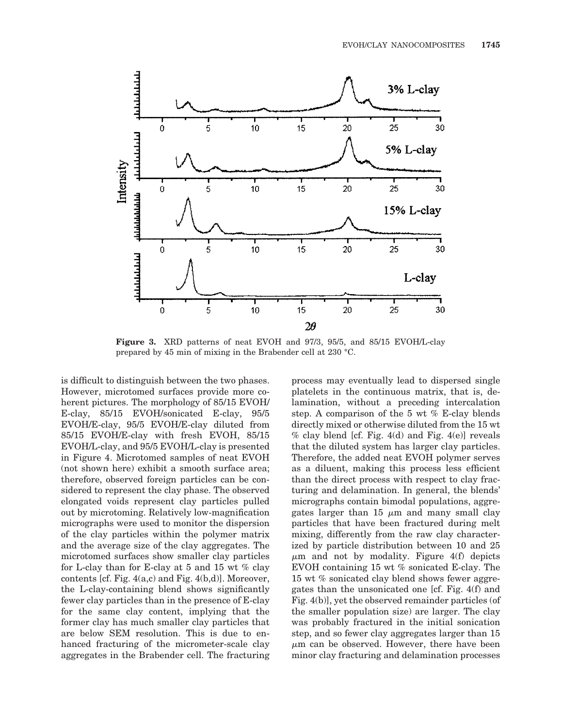**Figure 3.** XRD patterns of neat EVOH and 97/3, 95/5, and 85/15 EVOH/L-clay prepared by 45 min of mixing in the Brabender cell at 230 °C.

is difficult to distinguish between the two phases. However, microtomed surfaces provide more coherent pictures. The morphology of 85/15 EVOH/E-clay, 85/15 EVOH/sonicated E-clay, 95/5 EVOH/E-clay, 95/5 EVOH/E-clay diluted from 85/15 EVOH/E-clay with fresh EVOH, 85/15 EVOH/L-clay, and 95/5 EVOH/L-clay is presented in Figure 4. Microtomed samples of neat EVOH (not shown here) exhibit a smooth surface area; therefore, observed foreign particles can be considered to represent the clay phase. The observed elongated voids represent clay particles pulled out by microtoming. Relatively low-magnification micrographs were used to monitor the dispersion of the clay particles within the polymer matrix and the average size of the clay aggregates. The microtomed surfaces show smaller clay particles for L-clay than for E-clay at 5 and 15 wt % clay contents [cf. Fig. 4(a,c) and Fig. 4(b,d)]. Moreover, the L-clay-containing blend shows significantly fewer clay particles than in the presence of E-clay for the same clay content, implying that the former clay has much smaller clay particles that are below SEM resolution. This is due to enhanced fracturing of the micrometer-scale clay aggregates in the Brabender cell. The fracturing process may eventually lead to dispersed single platelets in the continuous matrix, that is, delamination, without a preceding intercalation step. A comparison of the 5 wt % E-clay blends directly mixed or otherwise diluted from the 15 wt % clay blend [cf. Fig. 4(d) and Fig. 4(e)] reveals that the diluted system has larger clay particles. Therefore, the added neat EVOH polymer serves as a diluent, making this process less efficient than the direct process with respect to clay fracturing and delamination. In general, the blends' micrographs contain bimodal populations, aggregates larger than 15 $\mu$m and many small clay particles that have been fractured during melt mixing, differently from the raw clay characterized by particle distribution between 10 and 25 $\mu$m and not by modality. Figure 4(f) depicts EVOH containing 15 wt % sonicated E-clay. The 15 wt % sonicated clay blend shows fewer aggregates than the unsonicated one [cf. Fig. 4(f) and Fig. 4(b)], yet the observed remainder particles (of the smaller population size) are larger. The clay was probably fractured in the initial sonication step, and so fewer clay aggregates larger than 15 $\mu$m can be observed. However, there have been minor clay fracturing and delamination processes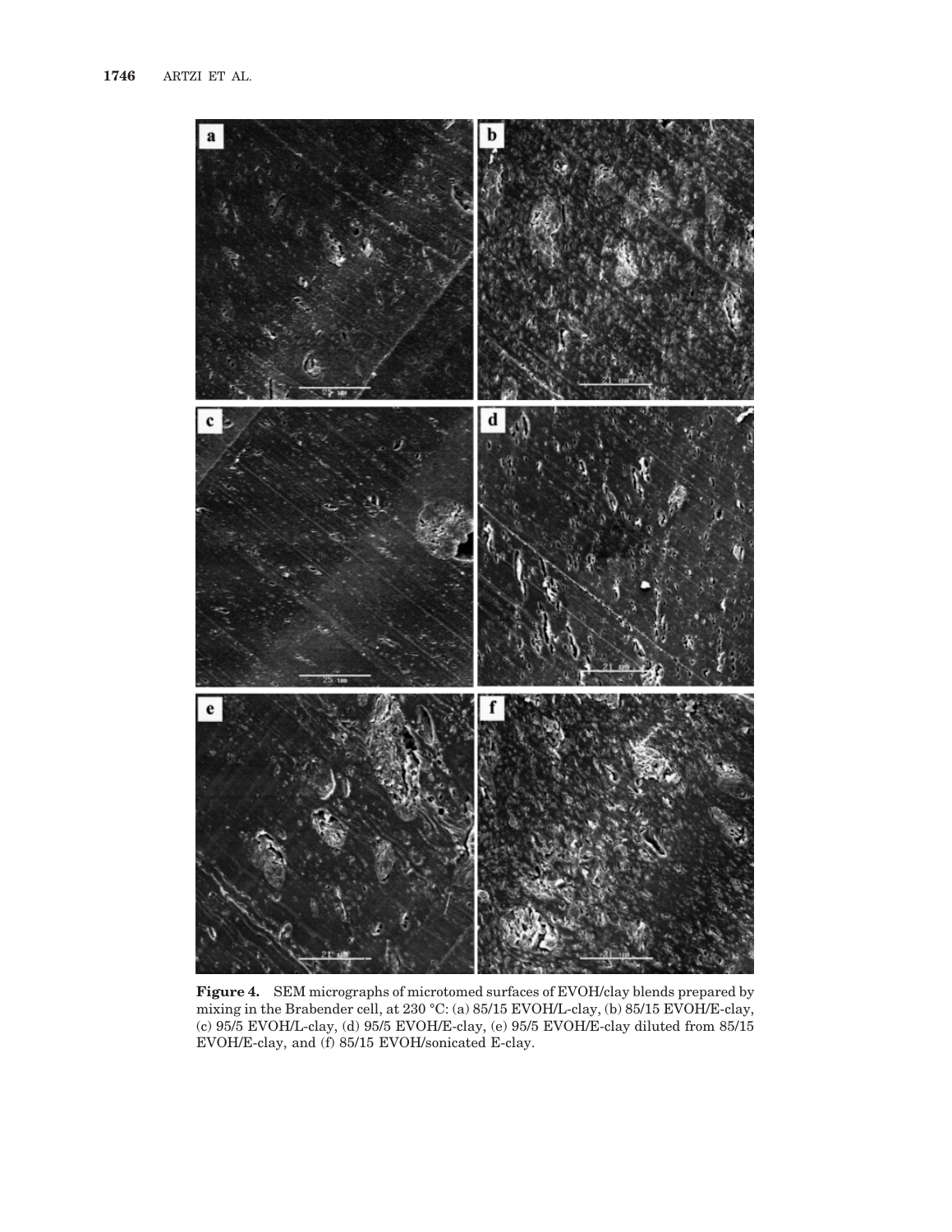**Figure 4.** SEM micrographs of microtomed surfaces of EVOH/clay blends prepared by mixing in the Brabender cell, at 230 °C: (a) 85/15 EVOH/L-clay, (b) 85/15 EVOH/E-clay, (c) 95/5 EVOH/L-clay, (d) 95/5 EVOH/E-clay, (e) 95/5 EVOH/E-clay diluted from 85/15 EVOH/E-clay, and (f) 85/15 EVOH/sonicated E-clay.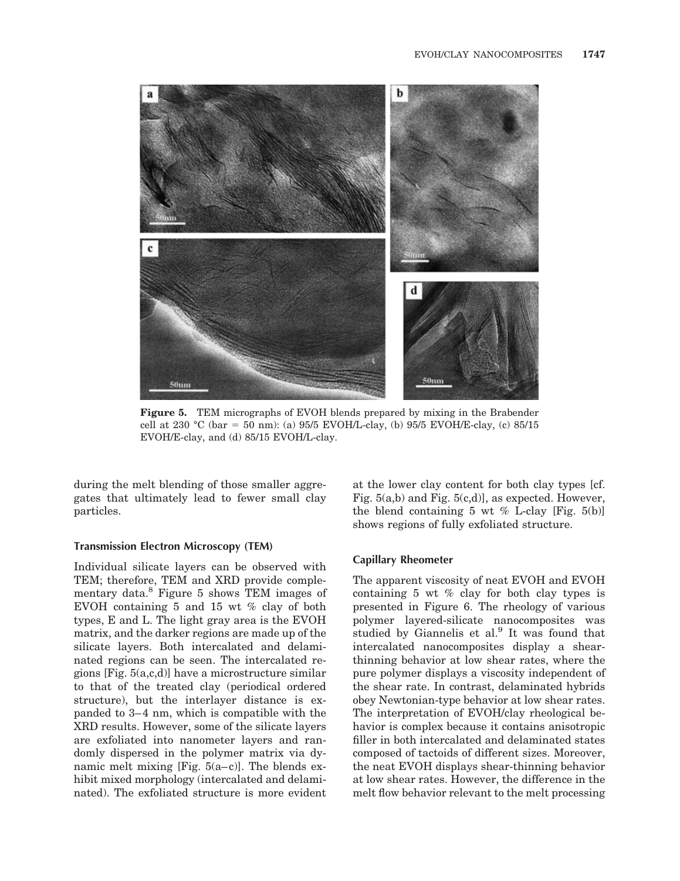**Figure 5.** TEM micrographs of EVOH blends prepared by mixing in the Brabender cell at 230 °C (bar = 50 nm): (a) 95/5 EVOH/L-clay, (b) 95/5 EVOH/E-clay, (c) 85/15 EVOH/E-clay, and (d) 85/15 EVOH/L-clay.

during the melt blending of those smaller aggregates that ultimately lead to fewer small clay particles.

### Transmission Electron Microscopy (TEM)

Individual silicate layers can be observed with TEM; therefore, TEM and XRD provide complementary data.[8] Figure 5 shows TEM images of EVOH containing 5 and 15 wt % clay of both types, E and L. The light gray area is the EVOH matrix, and the darker regions are made up of the silicate layers. Both intercalated and delaminated regions can be seen. The intercalated regions [Fig. 5(a,c,d)] have a microstructure similar to that of the treated clay (periodical ordered structure), but the interlayer distance is expanded to 3–4 nm, which is compatible with the XRD results. However, some of the silicate layers are exfoliated into nanometer layers and randomly dispersed in the polymer matrix via dynamic melt mixing [Fig. 5(a–c)]. The blends exhibit mixed morphology (intercalated and delaminated). The exfoliated structure is more evident at the lower clay content for both clay types [cf. Fig. 5(a,b) and Fig. 5(c,d)], as expected. However, the blend containing 5 wt % L-clay [Fig. 5(b)] shows regions of fully exfoliated structure.

### Capillary Rheometer

The apparent viscosity of neat EVOH and EVOH containing 5 wt % clay for both clay types is presented in Figure 6. The rheology of various polymer layered-silicate nanocomposites was studied by Giannelis et al.[9] It was found that intercalated nanocomposites display a shear-thinning behavior at low shear rates, where the pure polymer displays a viscosity independent of the shear rate. In contrast, delaminated hybrids obey Newtonian-type behavior at low shear rates. The interpretation of EVOH/clay rheological behavior is complex because it contains anisotropic filler in both intercalated and delaminated states composed of tactoids of different sizes. Moreover, the neat EVOH displays shear-thinning behavior at low shear rates. However, the difference in the melt flow behavior relevant to the melt processing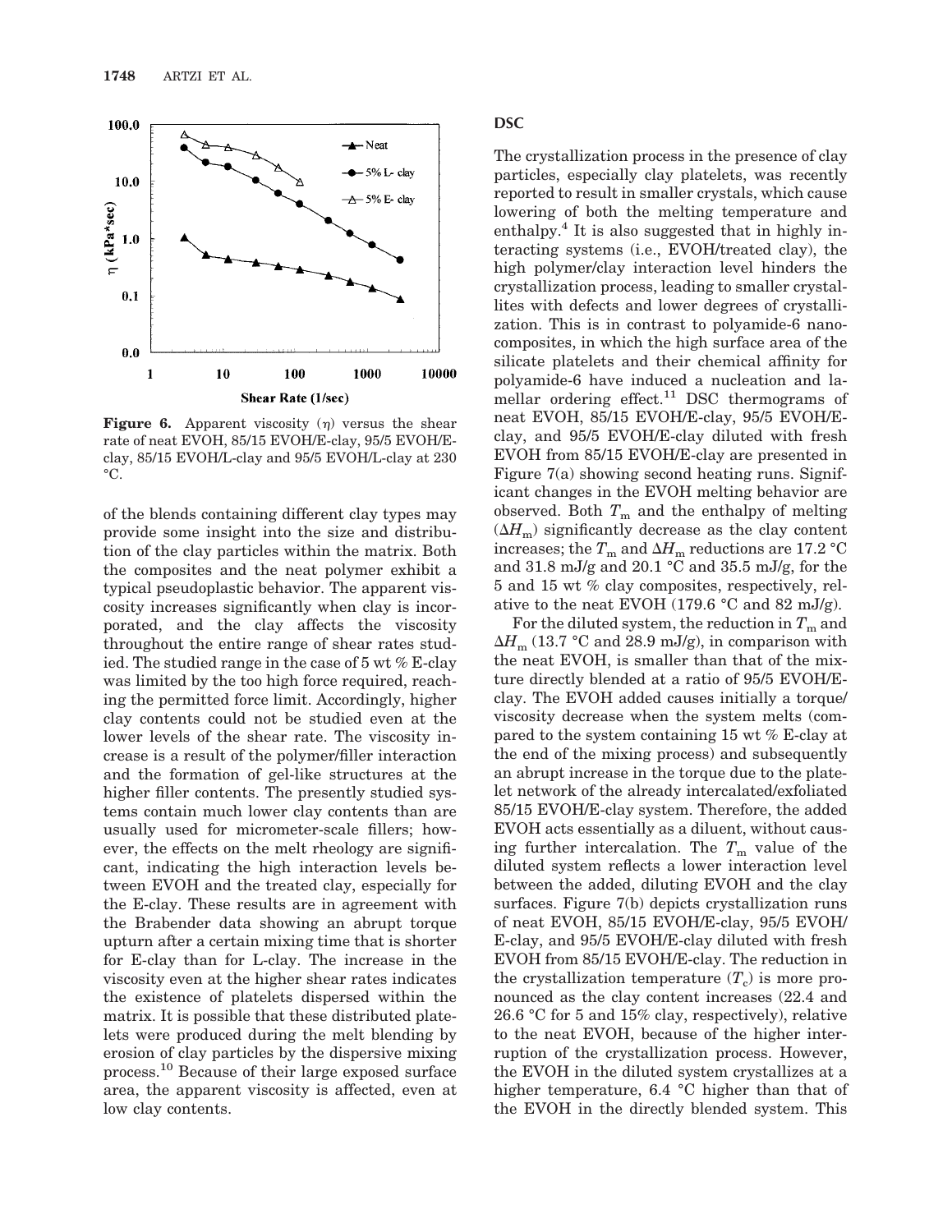**Figure 6.** Apparent viscosity ($\eta$) versus the shear rate of neat EVOH, 85/15 EVOH/E-clay, 95/5 EVOH/E-clay, 85/15 EVOH/L-clay and 95/5 EVOH/L-clay at 230 °C.

of the blends containing different clay types may provide some insight into the size and distribution of the clay particles within the matrix. Both the composites and the neat polymer exhibit a typical pseudoplastic behavior. The apparent viscosity increases significantly when clay is incorporated, and the clay affects the viscosity throughout the entire range of shear rates studied. The studied range in the case of 5 wt % E-clay was limited by the too high force required, reaching the permitted force limit. Accordingly, higher clay contents could not be studied even at the lower levels of the shear rate. The viscosity increase is a result of the polymer/filler interaction and the formation of gel-like structures at the higher filler contents. The presently studied systems contain much lower clay contents than are usually used for micrometer-scale fillers; however, the effects on the melt rheology are significant, indicating the high interaction levels between EVOH and the treated clay, especially for the E-clay. These results are in agreement with the Brabender data showing an abrupt torque upturn after a certain mixing time that is shorter for E-clay than for L-clay. The increase in the viscosity even at the higher shear rates indicates the existence of platelets dispersed within the matrix. It is possible that these distributed platelets were produced during the melt blending by erosion of clay particles by the dispersive mixing process.[10] Because of their large exposed surface area, the apparent viscosity is affected, even at low clay contents.

## DSC

The crystallization process in the presence of clay particles, especially clay platelets, was recently reported to result in smaller crystals, which cause lowering of both the melting temperature and enthalpy.[4] It is also suggested that in highly interacting systems (i.e., EVOH/treated clay), the high polymer/clay interaction level hinders the crystallization process, leading to smaller crystallites with defects and lower degrees of crystallization. This is in contrast to polyamide-6 nanocomposites, in which the high surface area of the silicate platelets and their chemical affinity for polyamide-6 have induced a nucleation and lamellar ordering effect.[11] DSC thermograms of neat EVOH, 85/15 EVOH/E-clay, 95/5 EVOH/E-clay, and 95/5 EVOH/E-clay diluted with fresh EVOH from 85/15 EVOH/E-clay are presented in Figure 7(a) showing second heating runs. Significant changes in the EVOH melting behavior are observed. Both $T_m$ and the enthalpy of melting ($\Delta H_m$) significantly decrease as the clay content increases; the $T_m$ and $\Delta H_m$ reductions are 17.2 °C and 31.8 mJ/g and 20.1 °C and 35.5 mJ/g, for the 5 and 15 wt % clay composites, respectively, relative to the neat EVOH (179.6 °C and 82 mJ/g).

For the diluted system, the reduction in $T_m$ and $\Delta H_m$ (13.7 °C and 28.9 mJ/g), in comparison with the neat EVOH, is smaller than that of the mixture directly blended at a ratio of 95/5 EVOH/E-clay. The EVOH added causes initially a torque/viscosity decrease when the system melts (compared to the system containing 15 wt % E-clay at the end of the mixing process) and subsequently an abrupt increase in the torque due to the platelet network of the already intercalated/exfoliated 85/15 EVOH/E-clay system. Therefore, the added EVOH acts essentially as a diluent, without causing further intercalation. The $T_m$ value of the diluted system reflects a lower interaction level between the added, diluting EVOH and the clay surfaces. Figure 7(b) depicts crystallization runs of neat EVOH, 85/15 EVOH/E-clay, 95/5 EVOH/E-clay, and 95/5 EVOH/E-clay diluted with fresh EVOH from 85/15 EVOH/E-clay. The reduction in the crystallization temperature ($T_c$) is more pronounced as the clay content increases (22.4 and 26.6 °C for 5 and 15% clay, respectively), relative to the neat EVOH, because of the higher interruption of the crystallization process. However, the EVOH in the diluted system crystallizes at a higher temperature, 6.4 °C higher than that of the EVOH in the directly blended system. This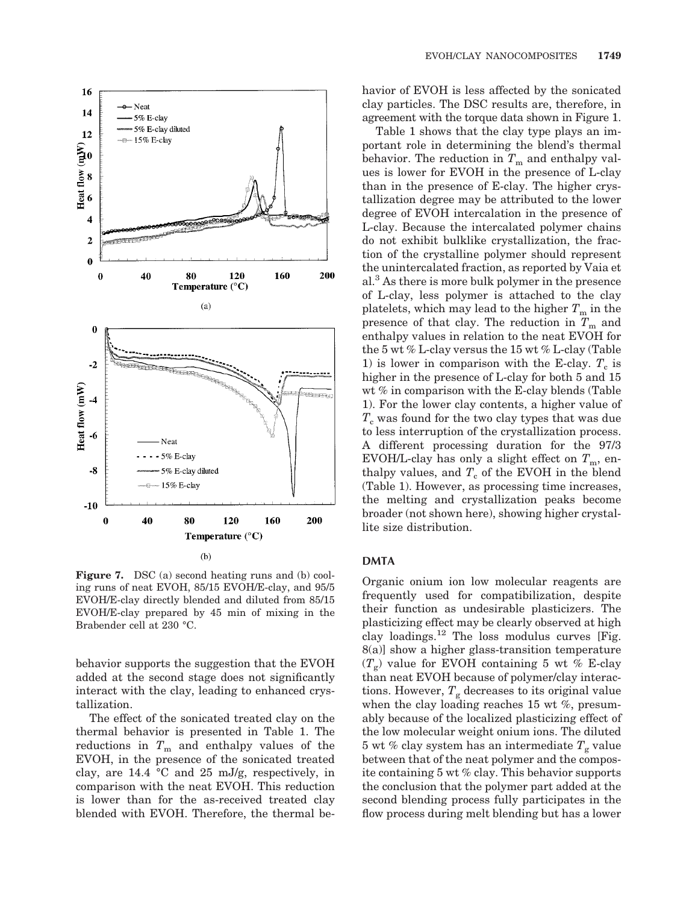behavior supports the suggestion that the EVOH added at the second stage does not significantly interact with the clay, leading to enhanced crystallization.

The effect of the sonicated treated clay on the thermal behavior is presented in Table 1. The reductions in $T_m$ and enthalpy values of the EVOH, in the presence of the sonicated treated clay, are 14.4 °C and 25 mJ/g, respectively, in comparison with the neat EVOH. This reduction is lower than for the as-received treated clay blended with EVOH. Therefore, the thermal behavior of EVOH is less affected by the sonicated clay particles. The DSC results are, therefore, in agreement with the torque data shown in Figure 1.

Table 1 shows that the clay type plays an important role in determining the blend's thermal behavior. The reduction in $T_m$ and enthalpy values is lower for EVOH in the presence of L-clay than in the presence of E-clay. The higher crystallization degree may be attributed to the lower degree of EVOH intercalation in the presence of L-clay. Because the intercalated polymer chains do not exhibit bulklike crystallization, the fraction of the crystalline polymer should represent the unintercalated fraction, as reported by Vaia et al.[3] As there is more bulk polymer in the presence of L-clay, less polymer is attached to the clay platelets, which may lead to the higher $T_m$ in the presence of that clay. The reduction in $T_m$ and enthalpy values in relation to the neat EVOH for the 5 wt % L-clay versus the 15 wt % L-clay (Table 1) is lower in comparison with the E-clay. $T_c$ is higher in the presence of L-clay for both 5 and 15 wt % in comparison with the E-clay blends (Table 1). For the lower clay contents, a higher value of $T_c$ was found for the two clay types that was due to less interruption of the crystallization process. A different processing duration for the 97/3 EVOH/L-clay has only a slight effect on $T_m$, enthalpy values, and $T_c$ of the EVOH in the blend (Table 1). However, as processing time increases, the melting and crystallization peaks become broader (not shown here), showing higher crystallite size distribution.

**Figure 7.** DSC (a) second heating runs and (b) cooling runs of neat EVOH, 85/15 EVOH/E-clay, and 95/5 EVOH/E-clay directly blended and diluted from 85/15 EVOH/E-clay prepared by 45 min of mixing in the Brabender cell at 230 °C.

## DMTA

Organic onium ion low molecular reagents are frequently used for compatibilization, despite their function as undesirable plasticizers. The plasticizing effect may be clearly observed at high clay loadings.[12] The loss modulus curves [Fig. 8(a)] show a higher glass-transition temperature ($T_g$) value for EVOH containing 5 wt % E-clay than neat EVOH because of polymer/clay interactions. However, $T_g$ decreases to its original value when the clay loading reaches 15 wt %, presumably because of the localized plasticizing effect of the low molecular weight onium ions. The diluted 5 wt % clay system has an intermediate $T_g$ value between that of the neat polymer and the composite containing 5 wt % clay. This behavior supports the conclusion that the polymer part added at the second blending process fully participates in the flow process during melt blending but has a lower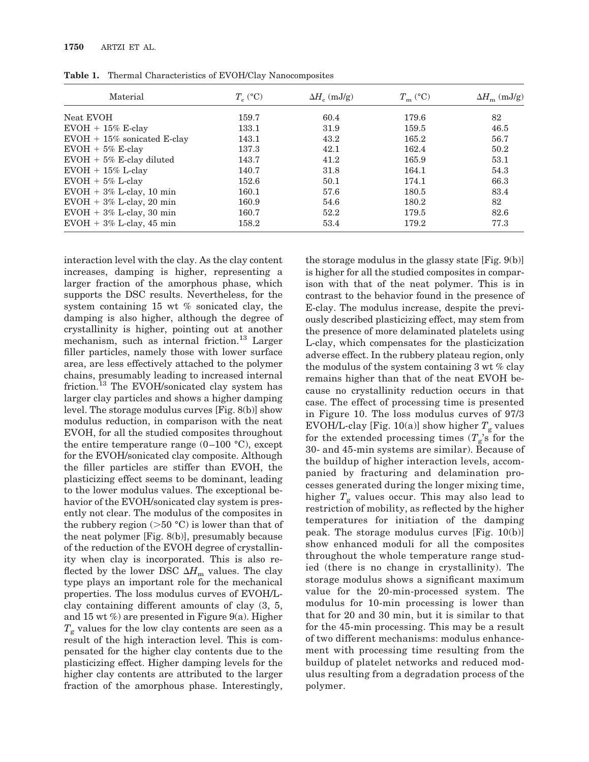**Table 1.** Thermal Characteristics of EVOH/Clay Nanocomposites

| Material | $T_c$ (°C) | $\Delta H_c$ (mJ/g) | $T_m$ (°C) | $\Delta H_m$ (mJ/g) |
|---|---|---|---|---|
| Neat EVOH | 159.7 | 60.4 | 179.6 | 82 |
| EVOH + 15% E-clay | 133.1 | 31.9 | 159.5 | 46.5 |
| EVOH + 15% sonicated E-clay | 143.1 | 43.2 | 165.2 | 56.7 |
| EVOH + 5% E-clay | 137.3 | 42.1 | 162.4 | 50.2 |
| EVOH + 5% E-clay diluted | 143.7 | 41.2 | 165.9 | 53.1 |
| EVOH + 15% L-clay | 140.7 | 31.8 | 164.1 | 54.3 |
| EVOH + 5% L-clay | 152.6 | 50.1 | 174.1 | 66.3 |
| EVOH + 3% L-clay, 10 min | 160.1 | 57.6 | 180.5 | 83.4 |
| EVOH + 3% L-clay, 20 min | 160.9 | 54.6 | 180.2 | 82 |
| EVOH + 3% L-clay, 30 min | 160.7 | 52.2 | 179.5 | 82.6 |
| EVOH + 3% L-clay, 45 min | 158.2 | 53.4 | 179.2 | 77.3 |

interaction level with the clay. As the clay content increases, damping is higher, representing a larger fraction of the amorphous phase, which supports the DSC results. Nevertheless, for the system containing 15 wt % sonicated clay, the damping is also higher, although the degree of crystallinity is higher, pointing out at another mechanism, such as internal friction.[13] Larger filler particles, namely those with lower surface area, are less effectively attached to the polymer chains, presumably leading to increased internal friction.[13] The EVOH/sonicated clay system has larger clay particles and shows a higher damping level. The storage modulus curves [Fig. 8(b)] show modulus reduction, in comparison with the neat EVOH, for all the studied composites throughout the entire temperature range (0–100 °C), except for the EVOH/sonicated clay composite. Although the filler particles are stiffer than EVOH, the plasticizing effect seems to be dominant, leading to the lower modulus values. The exceptional behavior of the EVOH/sonicated clay system is presently not clear. The modulus of the composites in the rubbery region (>50 °C) is lower than that of the neat polymer [Fig. 8(b)], presumably because of the reduction of the EVOH degree of crystallinity when clay is incorporated. This is also reflected by the lower DSC $\Delta H_m$ values. The clay type plays an important role for the mechanical properties. The loss modulus curves of EVOH/L-clay containing different amounts of clay (3, 5, and 15 wt %) are presented in Figure 9(a). Higher $T_g$ values for the low clay contents are seen as a result of the high interaction level. This is compensated for the higher clay contents due to the plasticizing effect. Higher damping levels for the higher clay contents are attributed to the larger fraction of the amorphous phase. Interestingly, the storage modulus in the glassy state [Fig. 9(b)] is higher for all the studied composites in comparison with that of the neat polymer. This is in contrast to the behavior found in the presence of E-clay. The modulus increase, despite the previously described plasticizing effect, may stem from the presence of more delaminated platelets using L-clay, which compensates for the plasticization adverse effect. In the rubbery plateau region, only the modulus of the system containing 3 wt % clay remains higher than that of the neat EVOH because no crystallinity reduction occurs in that case. The effect of processing time is presented in Figure 10. The loss modulus curves of 97/3 EVOH/L-clay [Fig. 10(a)] show higher $T_g$ values for the extended processing times ($T_g$'s for the 30- and 45-min systems are similar). Because of the buildup of higher interaction levels, accompanied by fracturing and delamination processes generated during the longer mixing time, higher $T_g$ values occur. This may also lead to restriction of mobility, as reflected by the higher temperatures for initiation of the damping peak. The storage modulus curves [Fig. 10(b)] show enhanced moduli for all the composites throughout the whole temperature range studied (there is no change in crystallinity). The storage modulus shows a significant maximum value for the 20-min-processed system. The modulus for 10-min processing is lower than that for 20 and 30 min, but it is similar to that for the 45-min processing. This may be a result of two different mechanisms: modulus enhancement with processing time resulting from the buildup of platelet networks and reduced modulus resulting from a degradation process of the polymer.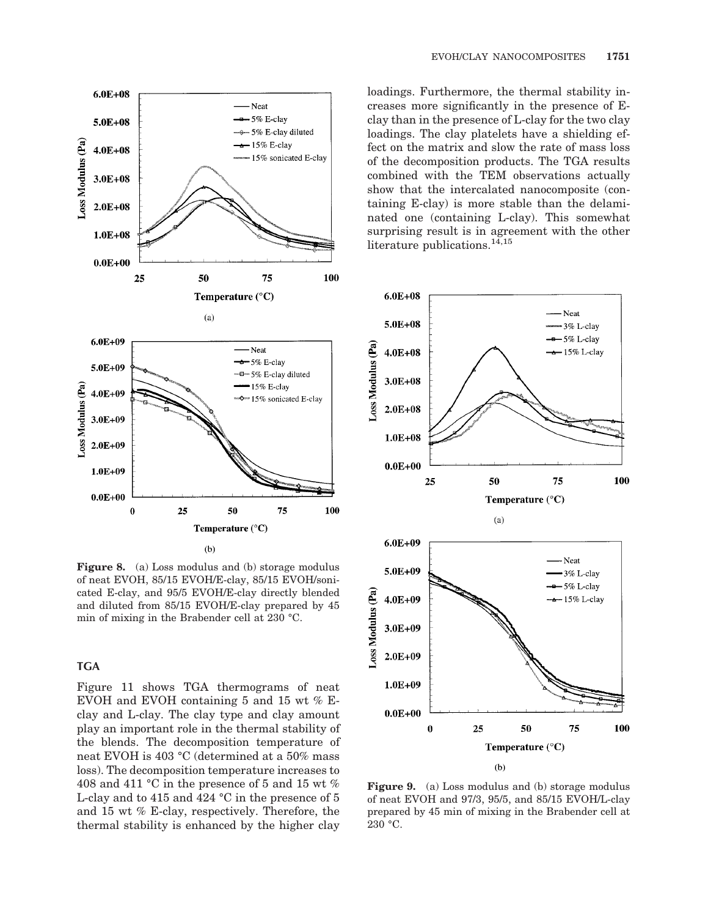**Figure 8.** (a) Loss modulus and (b) storage modulus of neat EVOH, 85/15 EVOH/E-clay, 85/15 EVOH/sonicated E-clay, and 95/5 EVOH/E-clay directly blended and diluted from 85/15 EVOH/E-clay prepared by 45 min of mixing in the Brabender cell at 230 °C.

## TGA

Figure 11 shows TGA thermograms of neat EVOH and EVOH containing 5 and 15 wt % E-clay and L-clay. The clay type and clay amount play an important role in the thermal stability of the blends. The decomposition temperature of neat EVOH is 403 °C (determined at a 50% mass loss). The decomposition temperature increases to 408 and 411 °C in the presence of 5 and 15 wt % L-clay and to 415 and 424 °C in the presence of 5 and 15 wt % E-clay, respectively. Therefore, the thermal stability is enhanced by the higher clay loadings. Furthermore, the thermal stability increases more significantly in the presence of E-clay than in the presence of L-clay for the two clay loadings. The clay platelets have a shielding effect on the matrix and slow the rate of mass loss of the decomposition products. The TGA results combined with the TEM observations actually show that the intercalated nanocomposite (containing E-clay) is more stable than the delaminated one (containing L-clay). This somewhat surprising result is in agreement with the other literature publications.[14,15]

**Figure 9.** (a) Loss modulus and (b) storage modulus of neat EVOH and 97/3, 95/5, and 85/15 EVOH/L-clay prepared by 45 min of mixing in the Brabender cell at 230 °C.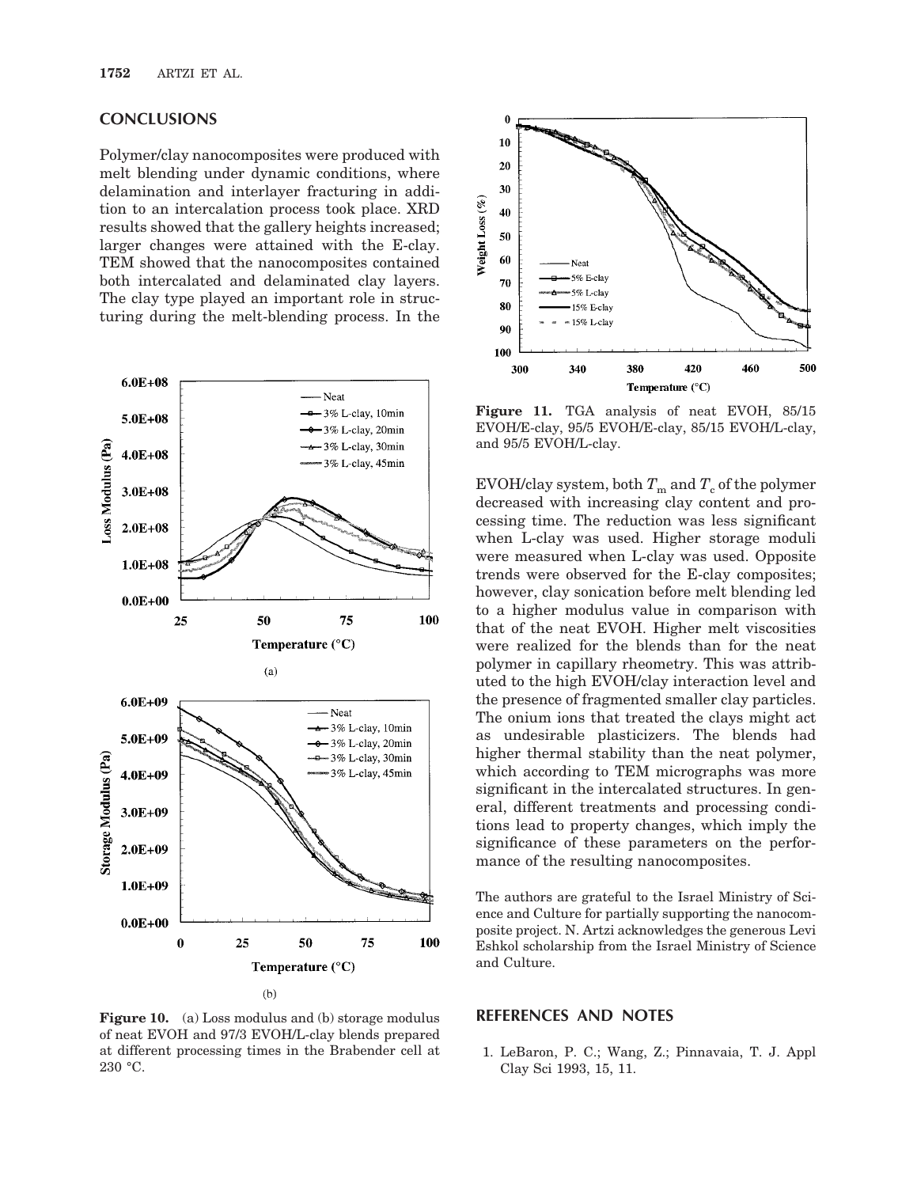## CONCLUSIONS

Polymer/clay nanocomposites were produced with melt blending under dynamic conditions, where delamination and interlayer fracturing in addition to an intercalation process took place. XRD results showed that the gallery heights increased; larger changes were attained with the E-clay. TEM showed that the nanocomposites contained both intercalated and delaminated clay layers. The clay type played an important role in structuring during the melt-blending process. In the EVOH/clay system, both $T_m$ and $T_c$ of the polymer decreased with increasing clay content and processing time. The reduction was less significant when L-clay was used. Higher storage moduli were measured when L-clay was used. Opposite trends were observed for the E-clay composites; however, clay sonication before melt blending led to a higher modulus value in comparison with that of the neat EVOH. Higher melt viscosities were realized for the blends than for the neat polymer in capillary rheometry. This was attributed to the high EVOH/clay interaction level and the presence of fragmented smaller clay particles. The onium ions that treated the clays might act as undesirable plasticizers. The blends had higher thermal stability than the neat polymer, which according to TEM micrographs was more significant in the intercalated structures. In general, different treatments and processing conditions lead to property changes, which imply the significance of these parameters on the performance of the resulting nanocomposites.

**Figure 10.** (a) Loss modulus and (b) storage modulus of neat EVOH and 97/3 EVOH/L-clay blends prepared at different processing times in the Brabender cell at 230 °C.

**Figure 11.** TGA analysis of neat EVOH, 85/15 EVOH/E-clay, 95/5 EVOH/E-clay, 85/15 EVOH/L-clay, and 95/5 EVOH/L-clay.

The authors are grateful to the Israel Ministry of Science and Culture for partially supporting the nanocomposite project. N. Artzi acknowledges the generous Levi Eshkol scholarship from the Israel Ministry of Science and Culture.

## REFERENCES AND NOTES

1. LeBaron, P. C.; Wang, Z.; Pinnavaia, T. J. Appl Clay Sci 1993, 15, 11.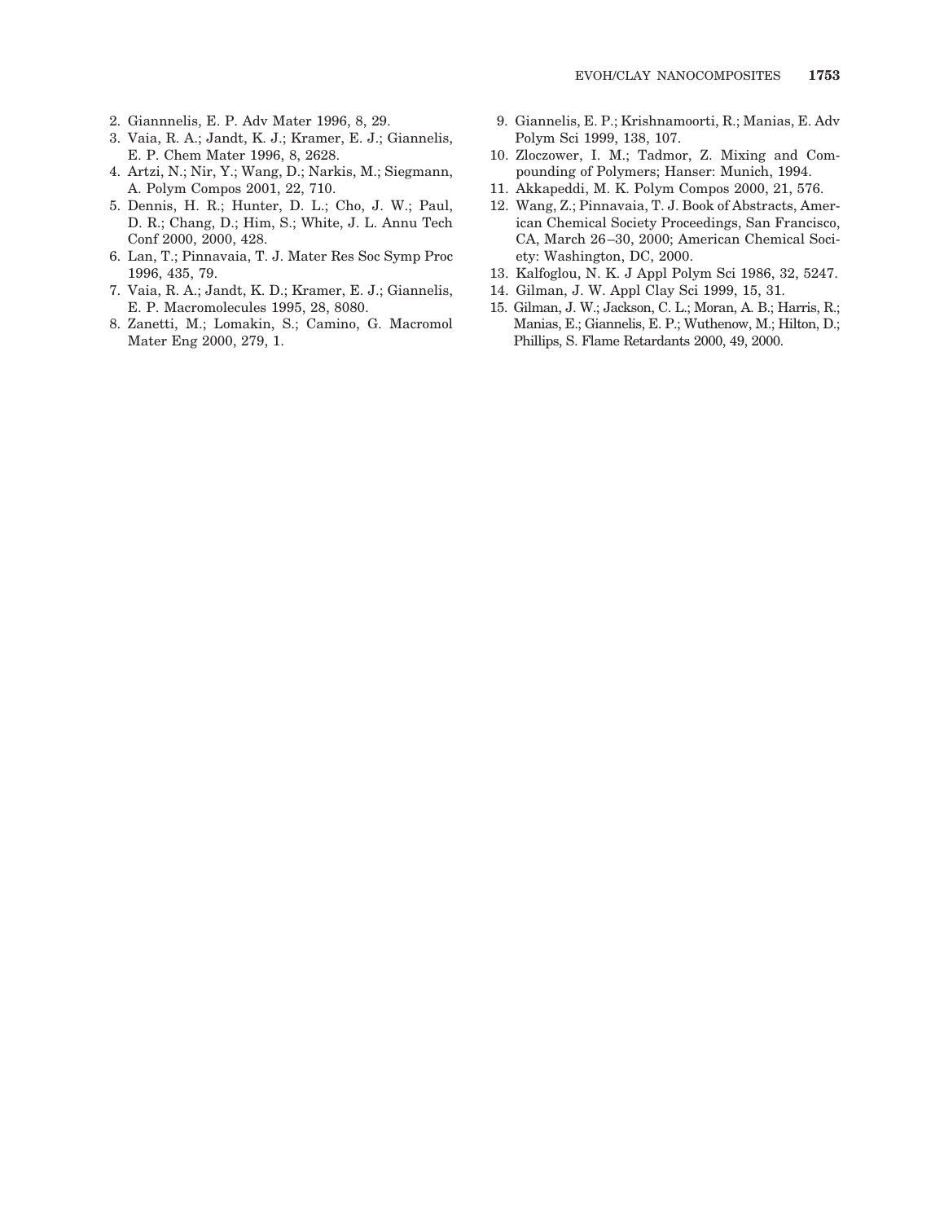2. Giannnelis, E. P. Adv Mater 1996, 8, 29.
3. Vaia, R. A.; Jandt, K. J.; Kramer, E. J.; Giannelis, E. P. Chem Mater 1996, 8, 2628.
4. Artzi, N.; Nir, Y.; Wang, D.; Narkis, M.; Siegmann, A. Polym Compos 2001, 22, 710.
5. Dennis, H. R.; Hunter, D. L.; Cho, J. W.; Paul, D. R.; Chang, D.; Him, S.; White, J. L. Annu Tech Conf 2000, 2000, 428.
6. Lan, T.; Pinnavaia, T. J. Mater Res Soc Symp Proc 1996, 435, 79.
7. Vaia, R. A.; Jandt, K. D.; Kramer, E. J.; Giannelis, E. P. Macromolecules 1995, 28, 8080.
8. Zanetti, M.; Lomakin, S.; Camino, G. Macromol Mater Eng 2000, 279, 1.
9. Giannelis, E. P.; Krishnamoorti, R.; Manias, E. Adv Polym Sci 1999, 138, 107.
10. Zloczower, I. M.; Tadmor, Z. Mixing and Compounding of Polymers; Hanser: Munich, 1994.
11. Akkapeddi, M. K. Polym Compos 2000, 21, 576.
12. Wang, Z.; Pinnavaia, T. J. Book of Abstracts, American Chemical Society Proceedings, San Francisco, CA, March 26–30, 2000; American Chemical Society: Washington, DC, 2000.
13. Kalfoglou, N. K. J Appl Polym Sci 1986, 32, 5247.
14. Gilman, J. W. Appl Clay Sci 1999, 15, 31.
15. Gilman, J. W.; Jackson, C. L.; Moran, A. B.; Harris, R.; Manias, E.; Giannelis, E. P.; Wuthenow, M.; Hilton, D.; Phillips, S. Flame Retardants 2000, 49, 2000.